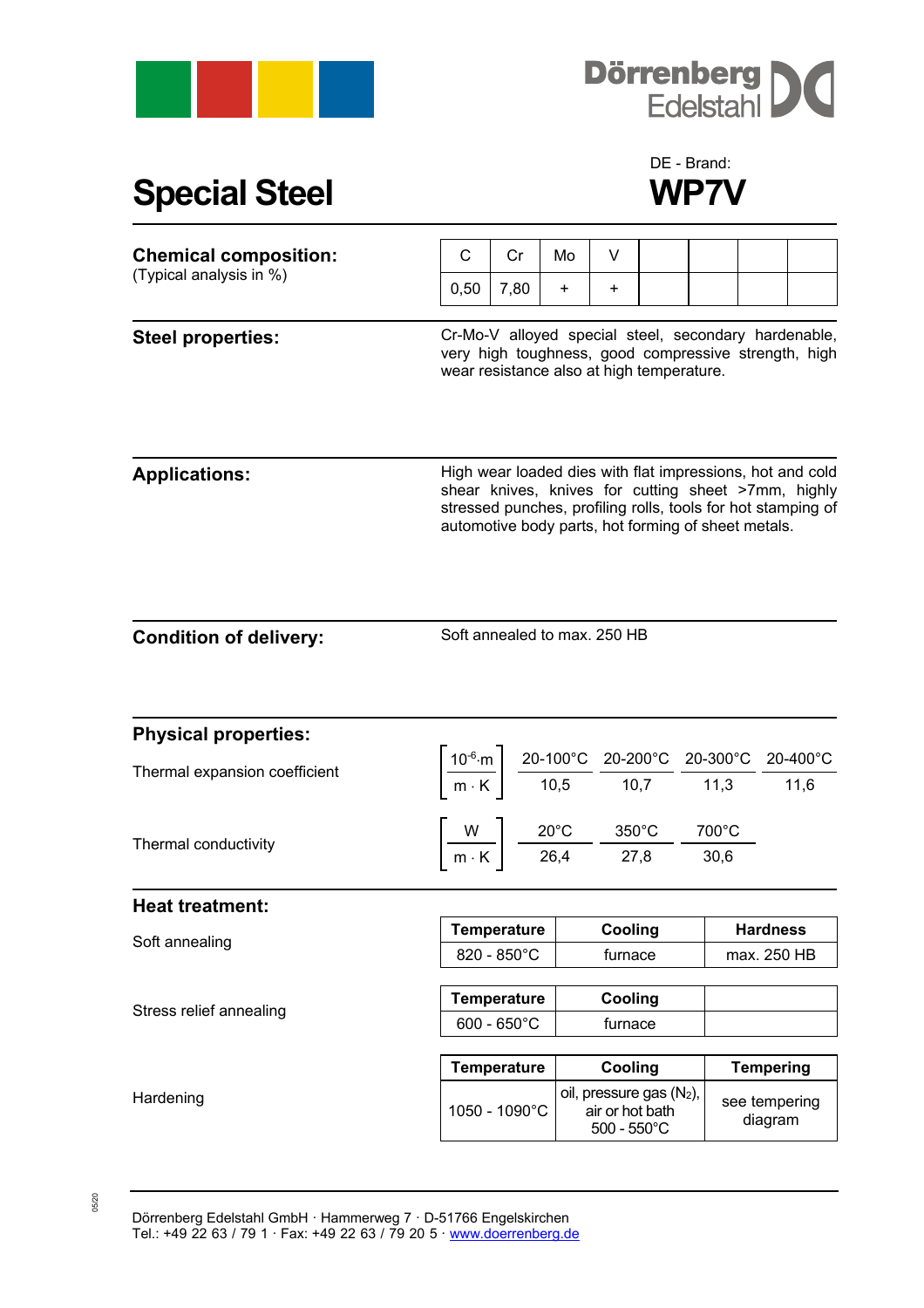Dörrenberg Edelstahl

# Special Steel

DE - Brand:

# WP7V

## Chemical composition:

(Typical analysis in %)

| C | Cr | Mo | V | | | | |
|---|---|---|---|---|---|---|---|
| 0,50 | 7,80 | + | + | | | | |

## Steel properties:

Cr-Mo-V alloyed special steel, secondary hardenable, very high toughness, good compressive strength, high wear resistance also at high temperature.

## Applications:

High wear loaded dies with flat impressions, hot and cold shear knives, knives for cutting sheet >7mm, highly stressed punches, profiling rolls, tools for hot stamping of automotive body parts, hot forming of sheet metals.

## Condition of delivery:

Soft annealed to max. 250 HB

## Physical properties:

Thermal expansion coefficient

| $\left[\frac{10^{-6} \cdot m}{m \cdot K}\right]$ | 20-100°C | 20-200°C | 20-300°C | 20-400°C |
|---|---|---|---|---|
| | 10,5 | 10,7 | 11,3 | 11,6 |

Thermal conductivity

| $\left[\frac{W}{m \cdot K}\right]$ | 20°C | 350°C | 700°C |
|---|---|---|---|
| | 26,4 | 27,8 | 30,6 |

## Heat treatment:

Soft annealing

| Temperature | Cooling | Hardness |
|---|---|---|
| 820 - 850°C | furnace | max. 250 HB |

Stress relief annealing

| Temperature | Cooling | |
|---|---|---|
| 600 - 650°C | furnace | |

Hardening

| Temperature | Cooling | Tempering |
|---|---|---|
| 1050 - 1090°C | oil, pressure gas ($N_2$), air or hot bath 500 - 550°C | see tempering diagram |

Dörrenberg Edelstahl GmbH · Hammerweg 7 · D-51766 Engelskirchen
Tel.: +49 22 63 / 79 1 · Fax: +49 22 63 / 79 20 5 · www.doerrenberg.de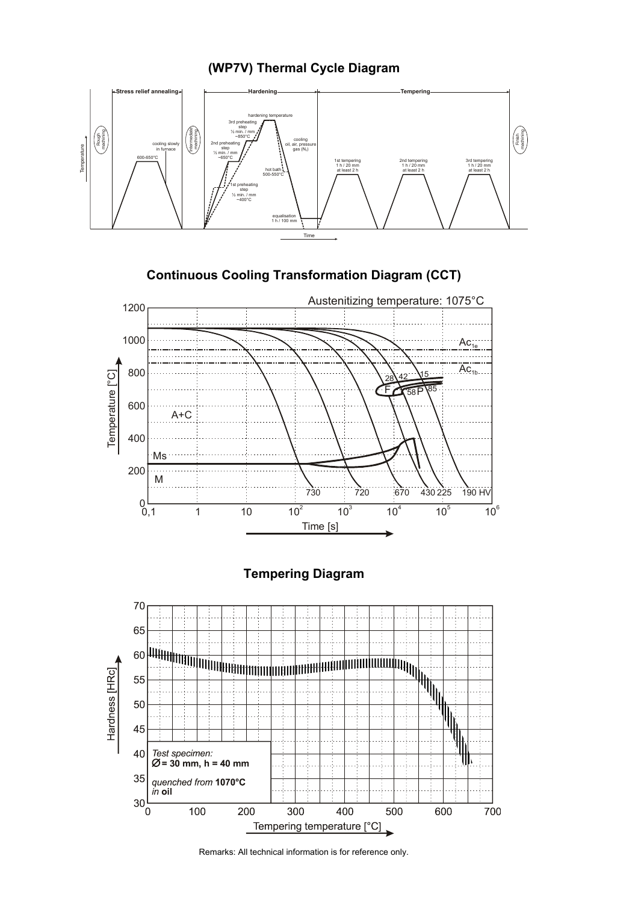## (WP7V) Thermal Cycle Diagram

Stress relief annealing
Hardening
Tempering

Rough machining
cooling slowly in furnace
600-650°C

Intermediate machining
hardening temperature
3rd preheating step ½ min. / mm ~850°C
2nd preheating step ½ min. / mm ~650°C
1st preheating step ½ min. / mm ~400°C
cooling oil, air, pressure gas ($N_2$)
hot bath 500-550°C
equalisation 1 h / 100 mm

1st tempering 1 h / 20 mm at least 2 h
2nd tempering 1 h / 20 mm at least 2 h
3rd tempering 1 h / 20 mm at least 2 h

Finish machining

Temperature
Time

## Continuous Cooling Transformation Diagram (CCT)

Austenitizing temperature: 1075°C

$Ac_{1e}$
$Ac_{1b}$

A+C
Ms
M
F
P
28 42 15
58 85

730 720 670 430 225 190 HV

Temperature [°C]
0 200 400 600 800 1000 1200

Time [s]
0,1 1 10 $10^2$ $10^3$ $10^4$ $10^5$ $10^6$

## Tempering Diagram

*Test specimen:*
**Ø = 30 mm, h = 40 mm**

*quenched from* **1070°C**
*in* **oil**

Hardness [HRc]
30 35 40 45 50 55 60 65 70

Tempering temperature [°C]
0 100 200 300 400 500 600 700

Remarks: All technical information is for reference only.